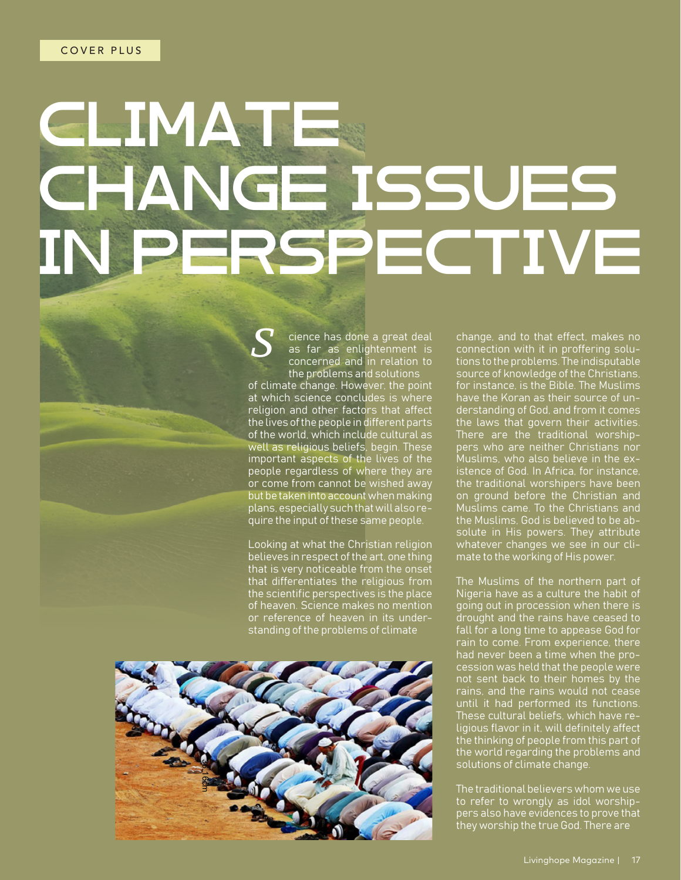COVER PLUS

# CLIMATE CHANGE ISSUES IN PERSPECTIVE

Science has done a great deal as far as enlightenment is concerned and in relation to the problems and solutions of climate change. However, the point at which science concludes is where religion and other factors that affect the lives of the people in different parts of the world, which include cultural as well as religious beliefs, begin. These important aspects of the lives of the people regardless of where they are or come from cannot be wished away but be taken into account when making plans, especially such that will also require the input of these same people.

Looking at what the Christian religion believes in respect of the art, one thing that is very noticeable from the onset that differentiates the religious from the scientific perspectives is the place of heaven. Science makes no mention or reference of heaven in its understanding of the problems of climate change, and to that effect, makes no connection with it in proffering solutions to the problems. The indisputable source of knowledge of the Christians, for instance, is the Bible. The Muslims have the Koran as their source of understanding of God, and from it comes the laws that govern their activities. There are the traditional worshippers who are neither Christians nor Muslims, who also believe in the existence of God. In Africa, for instance, the traditional worshipers have been on ground before the Christian and Muslims came. To the Christians and the Muslims, God is believed to be absolute in His powers. They attribute whatever changes we see in our climate to the working of His power.

The Muslims of the northern part of Nigeria have as a culture the habit of going out in procession when there is drought and the rains have ceased to fall for a long time to appease God for rain to come. From experience, there had never been a time when the procession was held that the people were not sent back to their homes by the rains, and the rains would not cease until it had performed its functions. These cultural beliefs, which have religious flavor in it, will definitely affect the thinking of people from this part of the world regarding the problems and solutions of climate change.

The traditional believers whom we use to refer to wrongly as idol worshippers also have evidences to prove that they worship the true God. There are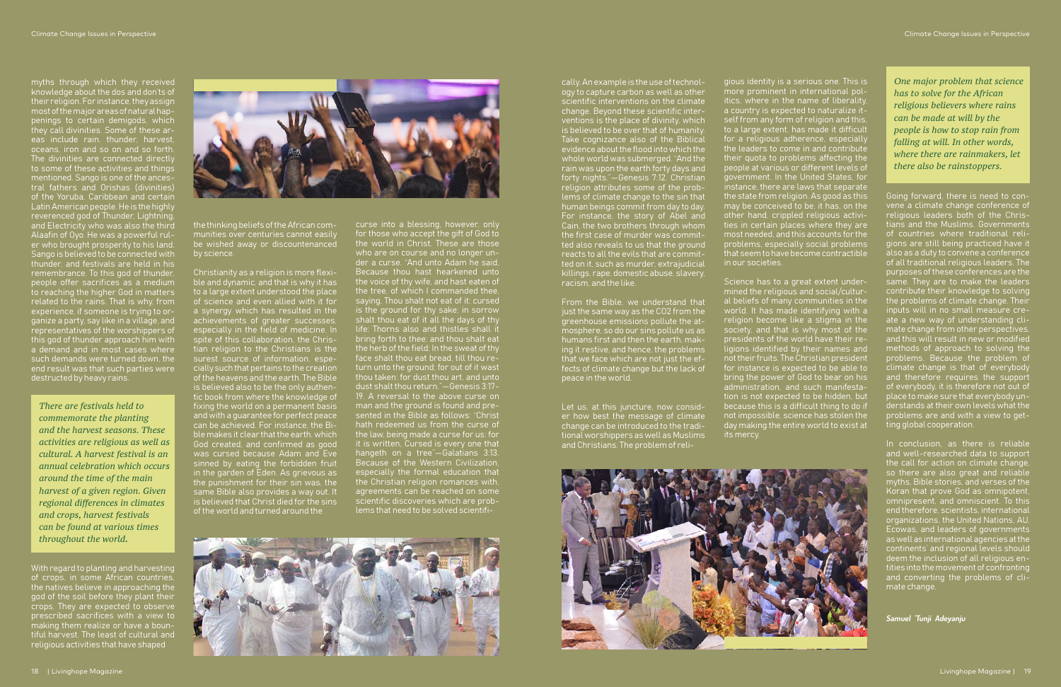myths through which they received knowledge about the dos and don'ts of their religion. For instance, they assign most of the major areas of natural happenings to certain demigods, which they call divinities. Some of these areas include rain, thunder, harvest, oceans, iron and so on and so forth. The divinities are connected directly to some of these activities and things mentioned. Sango is one of the ancestral fathers and Orishas (divinities) of the Yoruba, Caribbean and certain Latin American people. He is the highly reverenced god of Thunder, Lightning, and Electricity who was also the third Alaafin of Oyo. He was a powerful ruler who brought prosperity to his land. Sango is believed to be connected with thunder, and festivals are held in his remembrance. To this god of thunder, people offer sacrifices as a medium to reaching the higher God in matters related to the rains. That is why, from experience, if someone is trying to organize a party, say like in a village, and representatives of the worshippers of this god of thunder approach him with a demand and in most cases where such demands were turned down, the end result was that such parties were destructed by heavy rains.

*There are festivals held to commemorate the planting and the harvest seasons. These activities are religious as well as cultural. A harvest festival is an annual celebration which occurs around the time of the main harvest of a given region. Given regional differences in climates and crops, harvest festivals can be found at various times throughout the world.*

With regard to planting and harvesting of crops, in some African countries, the natives believe in approaching the god of the soil before they plant their crops. They are expected to observe prescribed sacrifices with a view to making them realize or have a bountiful harvest. The least of cultural and religious activities that have shaped the thinking beliefs of the African communities over centuries cannot easily be wished away or discountenanced by science.

Christianity as a religion is more flexible and dynamic, and that is why it has to a large extent understood the place of science and even allied with it for a synergy which has resulted in the achievements of greater successes, especially in the field of medicine. In spite of this collaboration, the Christian religion to the Christians is the surest source of information, especially such that pertains to the creation of the heavens and the earth. The Bible is believed also to be the only authentic book from where the knowledge of fixing the world on a permanent basis and with a guarantee for perfect peace can be achieved. For instance, the Bible makes it clear that the earth, which God created, and confirmed as good was cursed because Adam and Eve sinned by eating the forbidden fruit in the garden of Eden. As grievous as the punishment for their sin was, the same Bible also provides a way out. It is believed that Christ died for the sins of the world and turned around the curse into a blessing, however, only for those who accept the gift of God to the world in Christ. These are those who are on course and no longer under a curse. "And unto Adam he said, Because thou hast hearkened unto the voice of thy wife, and hast eaten of the tree, of which I commanded thee, saying, Thou shalt not eat of it: cursed is the ground for thy sake; in sorrow shalt thou eat of it all the days of thy life; Thorns also and thistles shall it bring forth to thee; and thou shalt eat the herb of the field; In the sweat of thy face shalt thou eat bread, till thou return unto the ground; for out of it wast thou taken: for dust thou art, and unto dust shalt thou return."—Genesis 3:17-19. A reversal to the above curse on man and the ground is found and presented in the Bible as follows: "Christ hath redeemed us from the curse of the law, being made a curse for us: for it is written, Cursed is every one that hangeth on a tree"—Galatians 3:13. Because of the Western Civilization, especially the formal education that the Christian religion romances with, agreements can be reached on some scientific discoveries which are problems that need to be solved scientifically. An example is the use of technology to capture carbon as well as other scientific interventions on the climate change. Beyond these scientific interventions is the place of divinity, which is believed to be over that of humanity. Take cognizance also of the Biblical evidence about the flood into which the whole world was submerged. "And the rain was upon the earth forty days and forty nights."—Genesis 7:12. Christian religion attributes some of the problems of climate change to the sin that human beings commit from day to day. For instance, the story of Abel and Cain, the two brothers through whom the first case of murder was committed also reveals to us that the ground reacts to all the evils that are committed on it, such as murder, extrajudicial killings, rape, domestic abuse, slavery, racism, and the like.

From the Bible, we understand that just the same way as the $CO_2$ from the greenhouse emissions pollute the atmosphere, so do our sins pollute us as humans first and then the earth, making it restive, and hence, the problems that we face which are not just the effects of climate change but the lack of peace in the world.

Let us, at this juncture, now consider how best the message of climate change can be introduced to the traditional worshippers as well as Muslims and Christians. The problem of religious identity is a serious one. This is more prominent in international politics, where in the name of liberality, a country is expected to naturalize itself from any form of religion and this, to a large extent, has made it difficult for a religious adherence, especially the leaders to come in and contribute their quota to problems affecting the people at various or different levels of government. In the United States, for instance, there are laws that separate the state from religion. As good as this may be conceived to be, it has, on the other hand, crippled religious activities in certain places where they are most needed, and this accounts for the problems, especially social problems that seem to have become contractible in our societies.

Science has to a great extent undermined the religious and social/cultural beliefs of many communities in the world. It has made identifying with a religion become like a stigma in the society, and that is why most of the presidents of the world have their religions identified by their names and not their fruits. The Christian president for instance is expected to be able to bring the power of God to bear on his administration, and such manifestation is not expected to be hidden, but because this is a difficult thing to do if not impossible, science has stolen the day making the entire world to exist at its mercy.

*One major problem that science has to solve for the African religious believers where rains can be made at will by the people is how to stop rain from falling at will. In other words, where there are rainmakers, let there also be rainstoppers.*

Going forward, there is need to convene a climate change conference of religious leaders both of the Christians and the Muslims. Governments of countries where traditional religions are still being practiced have it also as a duty to convene a conference of all traditional religious leaders. The purposes of these conferences are the same. They are to make the leaders contribute their knowledge to solving the problems of climate change. Their inputs will in no small measure create a new way of understanding climate change from other perspectives, and this will result in new or modified methods of approach to solving the problems. Because the problem of climate change is that of everybody and therefore requires the support of everybody, it is therefore not out of place to make sure that everybody understands at their own levels what the problems are and with a view to getting global cooperation.

In conclusion, as there is reliable and well-researched data to support the call for action on climate change, so there are also great and reliable myths, Bible stories, and verses of the Koran that prove God as omnipotent, omnipresent, and omniscient. To this end therefore, scientists, international organizations, the United Nations, AU, Ecowas, and leaders of governments as well as international agencies at the continents' and regional levels should deem the inclusion of all religious entities into the movement of confronting and converting the problems of climate change.

***Samuel 'Tunji Adeyanju***